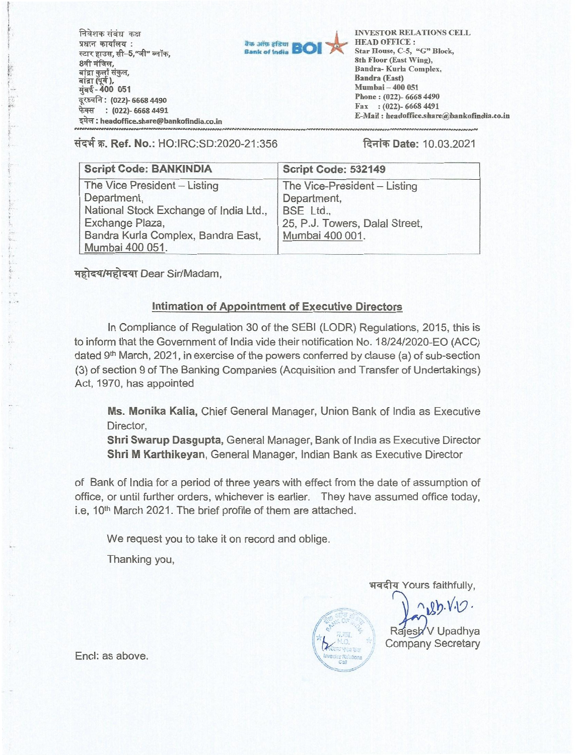निवेशक संबंध कक्ष
प्रधान कार्यालय :
स्टार हाउस, सी-5,"जी" ब्लॉक,
8वी मंजिल,
बांद्रा कुर्ला संकुल,
बांद्रा (पूर्व),
मुंबई - 400 051
दूरध्वनि : (022)- 6668 4490
फेक्स : (022)- 6668 4491
इमेल : headoffice.share@bankofindia.co.in

बैंक ऑफ इंडिया Bank of India BOI

INVESTOR RELATIONS CELL
HEAD OFFICE :
Star House, C-5, "G" Block,
8th Floor (East Wing),
Bandra- Kurla Complex,
Bandra (East)
Mumbai – 400 051
Phone : (022)- 6668 4490
Fax : (022)- 6668 4491
E-Mail : headoffice.share@bankofindia.co.in

संदर्भ क्र. **Ref. No.:** HO:IRC:SD:2020-21:356

दिनांक **Date:** 10.03.2021

| Script Code: BANKINDIA | Script Code: 532149 |
|---|---|
| The Vice President – Listing Department, National Stock Exchange of India Ltd., Exchange Plaza, Bandra Kurla Complex, Bandra East, Mumbai 400 051. | The Vice-President – Listing Department, BSE Ltd., 25, P.J. Towers, Dalal Street, Mumbai 400 001. |

महोदय/महोदया Dear Sir/Madam,

## Intimation of Appointment of Executive Directors

In Compliance of Regulation 30 of the SEBI (LODR) Regulations, 2015, this is to inform that the Government of India vide their notification No. 18/24/2020-EO (ACC) dated 9th March, 2021, in exercise of the powers conferred by clause (a) of sub-section (3) of section 9 of The Banking Companies (Acquisition and Transfer of Undertakings) Act, 1970, has appointed

**Ms. Monika Kalia**, Chief General Manager, Union Bank of India as Executive Director,
**Shri Swarup Dasgupta**, General Manager, Bank of India as Executive Director
**Shri M Karthikeyan**, General Manager, Indian Bank as Executive Director

of Bank of India for a period of three years with effect from the date of assumption of office, or until further orders, whichever is earlier. They have assumed office today, i.e, 10th March 2021. The brief profile of them are attached.

We request you to take it on record and oblige.

Thanking you,

भवदीय Yours faithfully,

Rajesh V Upadhya
Company Secretary

Encl: as above.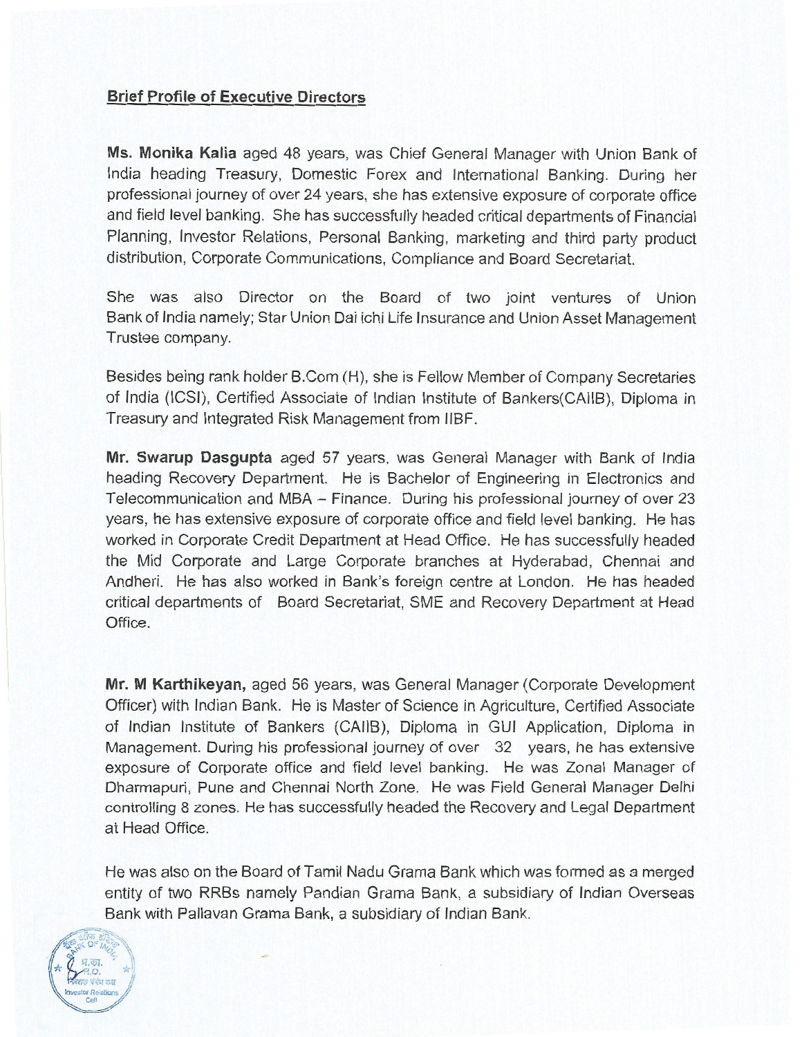**Brief Profile of Executive Directors**

**Ms. Monika Kalia** aged 48 years, was Chief General Manager with Union Bank of India heading Treasury, Domestic Forex and International Banking. During her professional journey of over 24 years, she has extensive exposure of corporate office and field level banking. She has successfully headed critical departments of Financial Planning, Investor Relations, Personal Banking, marketing and third party product distribution, Corporate Communications, Compliance and Board Secretariat.

She was also Director on the Board of two joint ventures of Union Bank of India namely; Star Union Dai ichi Life Insurance and Union Asset Management Trustee company.

Besides being rank holder B.Com (H), she is Fellow Member of Company Secretaries of India (ICSI), Certified Associate of Indian Institute of Bankers(CAIIB), Diploma in Treasury and Integrated Risk Management from IIBF.

**Mr. Swarup Dasgupta** aged 57 years, was General Manager with Bank of India heading Recovery Department. He is Bachelor of Engineering in Electronics and Telecommunication and MBA – Finance. During his professional journey of over 23 years, he has extensive exposure of corporate office and field level banking. He has worked in Corporate Credit Department at Head Office. He has successfully headed the Mid Corporate and Large Corporate branches at Hyderabad, Chennai and Andheri. He has also worked in Bank's foreign centre at London. He has headed critical departments of Board Secretariat, SME and Recovery Department at Head Office.

**Mr. M Karthikeyan,** aged 56 years, was General Manager (Corporate Development Officer) with Indian Bank. He is Master of Science in Agriculture, Certified Associate of Indian Institute of Bankers (CAIIB), Diploma in GUI Application, Diploma in Management. During his professional journey of over 32 years, he has extensive exposure of Corporate office and field level banking. He was Zonal Manager of Dharmapuri, Pune and Chennai North Zone. He was Field General Manager Delhi controlling 8 zones. He has successfully headed the Recovery and Legal Department at Head Office.

He was also on the Board of Tamil Nadu Grama Bank which was formed as a merged entity of two RRBs namely Pandian Grama Bank, a subsidiary of Indian Overseas Bank with Pallavan Grama Bank, a subsidiary of Indian Bank.